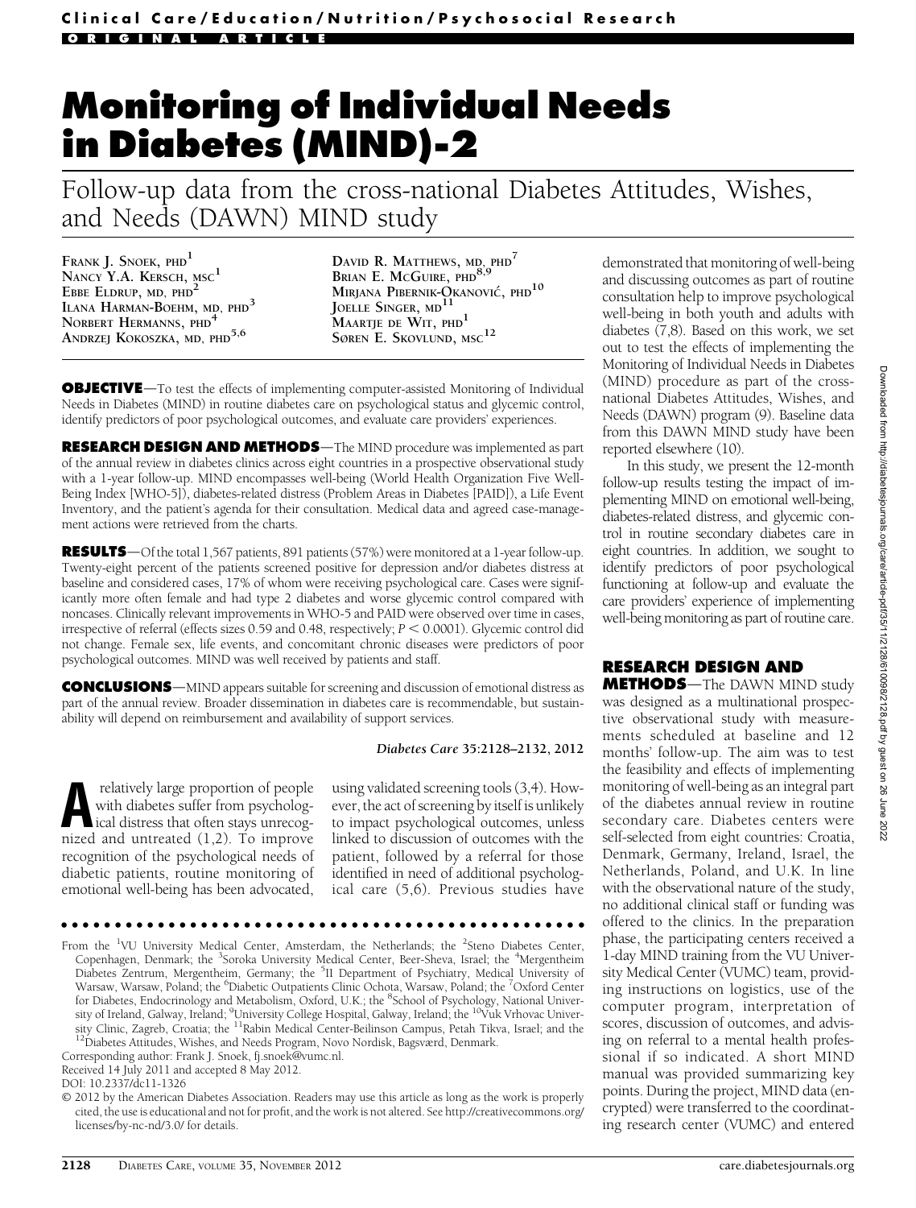Clinical Care/Education/Nutrition/Psychosocial Research

ORIGINAL ARTICLE

# Monitoring of Individual Needs in Diabetes (MIND)-2

## Follow-up data from the cross-national Diabetes Attitudes, Wishes, and Needs (DAWN) MIND study

FRANK J. SNOEK, PHD[1]
NANCY Y.A. KERSCH, MSC[1]
EBBE ELDRUP, MD, PHD[2]
ILANA HARMAN-BOEHM, MD, PHD[3]
NORBERT HERMANNS, PHD[4]
ANDRZEJ KOKOSZKA, MD, PHD[5,6]
DAVID R. MATTHEWS, MD, PHD[7]
BRIAN E. MCGUIRE, PHD[8,9]
MIRJANA PIBERNIK-OKANOVIĆ, PHD[10]
JOELLE SINGER, MD[11]
MAARTJE DE WIT, PHD[1]
SØREN E. SKOVLUND, MSC[12]

**OBJECTIVE**—To test the effects of implementing computer-assisted Monitoring of Individual Needs in Diabetes (MIND) in routine diabetes care on psychological status and glycemic control, identify predictors of poor psychological outcomes, and evaluate care providers' experiences.

**RESEARCH DESIGN AND METHODS**—The MIND procedure was implemented as part of the annual review in diabetes clinics across eight countries in a prospective observational study with a 1-year follow-up. MIND encompasses well-being (World Health Organization Five Well-Being Index [WHO-5]), diabetes-related distress (Problem Areas in Diabetes [PAID]), a Life Event Inventory, and the patient's agenda for their consultation. Medical data and agreed case-management actions were retrieved from the charts.

**RESULTS**—Of the total 1,567 patients, 891 patients (57%) were monitored at a 1-year follow-up. Twenty-eight percent of the patients screened positive for depression and/or diabetes distress at baseline and considered cases, 17% of whom were receiving psychological care. Cases were significantly more often female and had type 2 diabetes and worse glycemic control compared with noncases. Clinically relevant improvements in WHO-5 and PAID were observed over time in cases, irrespective of referral (effects sizes 0.59 and 0.48, respectively; $P < 0.0001$). Glycemic control did not change. Female sex, life events, and concomitant chronic diseases were predictors of poor psychological outcomes. MIND was well received by patients and staff.

**CONCLUSIONS**—MIND appears suitable for screening and discussion of emotional distress as part of the annual review. Broader dissemination in diabetes care is recommendable, but sustainability will depend on reimbursement and availability of support services.

*Diabetes Care* 35:2128–2132, 2012

A relatively large proportion of people with diabetes suffer from psychological distress that often stays unrecognized and untreated (1,2). To improve recognition of the psychological needs of diabetic patients, routine monitoring of emotional well-being has been advocated, using validated screening tools (3,4). However, the act of screening by itself is unlikely to impact psychological outcomes, unless linked to discussion of outcomes with the patient, followed by a referral for those identified in need of additional psychological care (5,6). Previous studies have demonstrated that monitoring of well-being and discussing outcomes as part of routine consultation help to improve psychological well-being in both youth and adults with diabetes (7,8). Based on this work, we set out to test the effects of implementing the Monitoring of Individual Needs in Diabetes (MIND) procedure as part of the cross-national Diabetes Attitudes, Wishes, and Needs (DAWN) program (9). Baseline data from this DAWN MIND study have been reported elsewhere (10).

In this study, we present the 12-month follow-up results testing the impact of implementing MIND on emotional well-being, diabetes-related distress, and glycemic control in routine secondary diabetes care in eight countries. In addition, we sought to identify predictors of poor psychological functioning at follow-up and evaluate the care providers' experience of implementing well-being monitoring as part of routine care.

## RESEARCH DESIGN AND METHODS

The DAWN MIND study was designed as a multinational prospective observational study with measurements scheduled at baseline and 12 months' follow-up. The aim was to test the feasibility and effects of implementing monitoring of well-being as an integral part of the diabetes annual review in routine secondary care. Diabetes centers were self-selected from eight countries: Croatia, Denmark, Germany, Ireland, Israel, the Netherlands, Poland, and U.K. In line with the observational nature of the study, no additional clinical staff or funding was offered to the clinics. In the preparation phase, the participating centers received a 1-day MIND training from the VU University Medical Center (VUMC) team, providing instructions on logistics, use of the computer program, interpretation of scores, discussion of outcomes, and advising on referral to a mental health professional if so indicated. A short MIND manual was provided summarizing key points. During the project, MIND data (encrypted) were transferred to the coordinating research center (VUMC) and entered

---

From the [1]VU University Medical Center, Amsterdam, the Netherlands; the [2]Steno Diabetes Center, Copenhagen, Denmark; the [3]Soroka University Medical Center, Beer-Sheva, Israel; the [4]Mergentheim Diabetes Zentrum, Mergentheim, Germany; the [5]II Department of Psychiatry, Medical University of Warsaw, Warsaw, Poland; the [6]Diabetic Outpatients Clinic Ochota, Warsaw, Poland; the [7]Oxford Center for Diabetes, Endocrinology and Metabolism, Oxford, U.K.; the [8]School of Psychology, National University of Ireland, Galway, Ireland; the [9]University College Hospital, Galway, Ireland; the [10]Vuk Vrhovac University Clinic, Zagreb, Croatia; the [11]Rabin Medical Center-Beilinson Campus, Petah Tikva, Israel; and the [12]Diabetes Attitudes, Wishes, and Needs Program, Novo Nordisk, Bagsværd, Denmark.

Corresponding author: Frank J. Snoek, fj.snoek@vumc.nl.

Received 14 July 2011 and accepted 8 May 2012.

DOI: 10.2337/dc11-1326

© 2012 by the American Diabetes Association. Readers may use this article as long as the work is properly cited, the use is educational and not for profit, and the work is not altered. See http://creativecommons.org/licenses/by-nc-nd/3.0/ for details.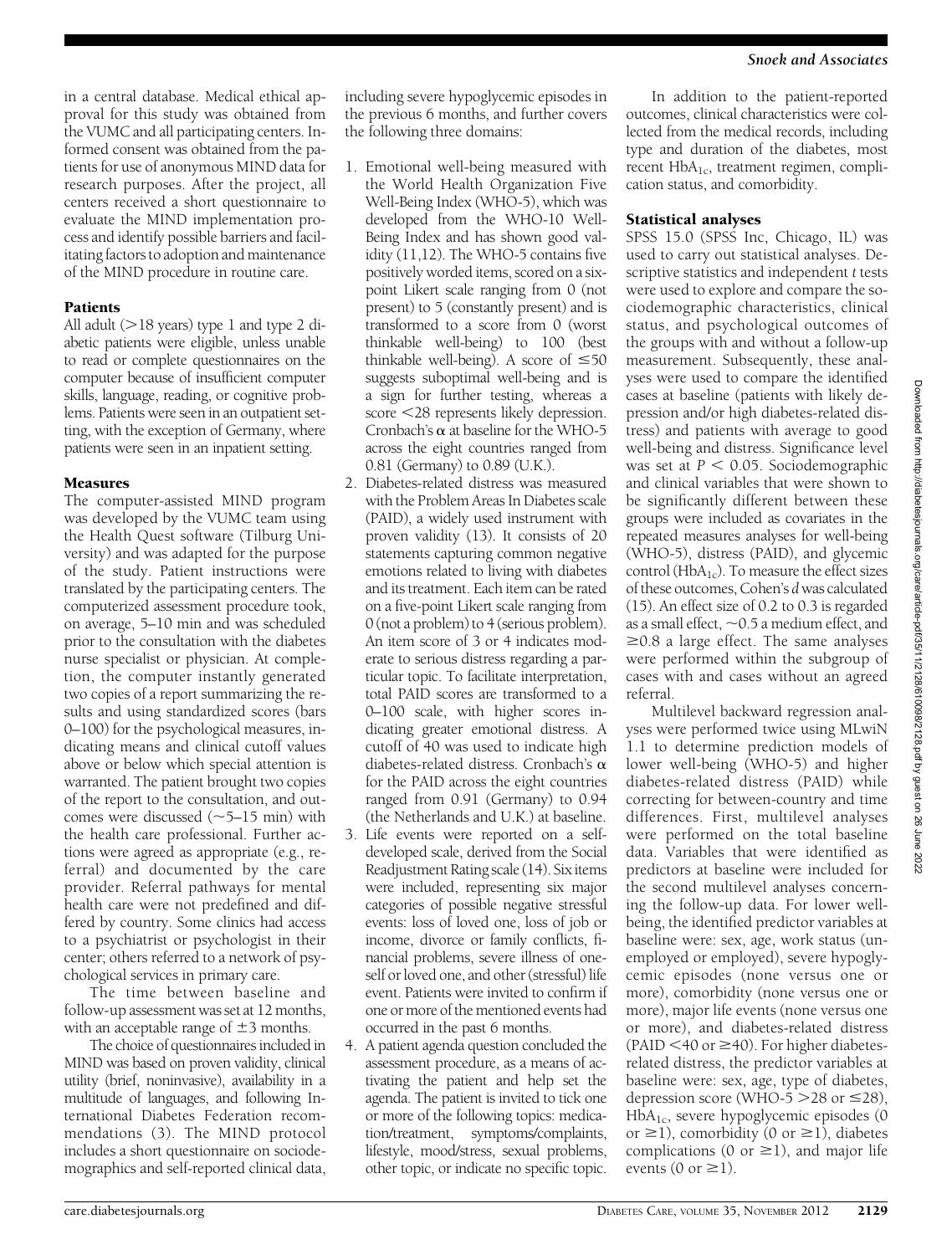in a central database. Medical ethical approval for this study was obtained from the VUMC and all participating centers. Informed consent was obtained from the patients for use of anonymous MIND data for research purposes. After the project, all centers received a short questionnaire to evaluate the MIND implementation process and identify possible barriers and facilitating factors to adoption and maintenance of the MIND procedure in routine care.

### Patients

All adult (>18 years) type 1 and type 2 diabetic patients were eligible, unless unable to read or complete questionnaires on the computer because of insufficient computer skills, language, reading, or cognitive problems. Patients were seen in an outpatient setting, with the exception of Germany, where patients were seen in an inpatient setting.

### Measures

The computer-assisted MIND program was developed by the VUMC team using the Health Quest software (Tilburg University) and was adapted for the purpose of the study. Patient instructions were translated by the participating centers. The computerized assessment procedure took, on average, 5–10 min and was scheduled prior to the consultation with the diabetes nurse specialist or physician. At completion, the computer instantly generated two copies of a report summarizing the results and using standardized scores (bars 0–100) for the psychological measures, indicating means and clinical cutoff values above or below which special attention is warranted. The patient brought two copies of the report to the consultation, and outcomes were discussed (~5–15 min) with the health care professional. Further actions were agreed as appropriate (e.g., referral) and documented by the care provider. Referral pathways for mental health care were not predefined and differed by country. Some clinics had access to a psychiatrist or psychologist in their center; others referred to a network of psychological services in primary care.

The time between baseline and follow-up assessment was set at 12 months, with an acceptable range of ±3 months.

The choice of questionnaires included in MIND was based on proven validity, clinical utility (brief, noninvasive), availability in a multitude of languages, and following International Diabetes Federation recommendations (3). The MIND protocol includes a short questionnaire on sociodemographics and self-reported clinical data, including severe hypoglycemic episodes in the previous 6 months, and further covers the following three domains:

1. Emotional well-being measured with the World Health Organization Five Well-Being Index (WHO-5), which was developed from the WHO-10 Well-Being Index and has shown good validity (11,12). The WHO-5 contains five positively worded items, scored on a six-point Likert scale ranging from 0 (not present) to 5 (constantly present) and is transformed to a score from 0 (worst thinkable well-being) to 100 (best thinkable well-being). A score of ≤50 suggests suboptimal well-being and is a sign for further testing, whereas a score <28 represents likely depression. Cronbach's α at baseline for the WHO-5 across the eight countries ranged from 0.81 (Germany) to 0.89 (U.K.).
2. Diabetes-related distress was measured with the Problem Areas In Diabetes scale (PAID), a widely used instrument with proven validity (13). It consists of 20 statements capturing common negative emotions related to living with diabetes and its treatment. Each item can be rated on a five-point Likert scale ranging from 0 (not a problem) to 4 (serious problem). An item score of 3 or 4 indicates moderate to serious distress regarding a particular topic. To facilitate interpretation, total PAID scores are transformed to a 0–100 scale, with higher scores indicating greater emotional distress. A cutoff of 40 was used to indicate high diabetes-related distress. Cronbach's α for the PAID across the eight countries ranged from 0.91 (Germany) to 0.94 (the Netherlands and U.K.) at baseline.
3. Life events were reported on a self-developed scale, derived from the Social Readjustment Rating scale (14). Six items were included, representing six major categories of possible negative stressful events: loss of loved one, loss of job or income, divorce or family conflicts, financial problems, severe illness of oneself or loved one, and other (stressful) life event. Patients were invited to confirm if one or more of the mentioned events had occurred in the past 6 months.
4. A patient agenda question concluded the assessment procedure, as a means of activating the patient and help set the agenda. The patient is invited to tick one or more of the following topics: medication/treatment, symptoms/complaints, lifestyle, mood/stress, sexual problems, other topic, or indicate no specific topic.

In addition to the patient-reported outcomes, clinical characteristics were collected from the medical records, including type and duration of the diabetes, most recent $HbA_{1c}$, treatment regimen, complication status, and comorbidity.

### Statistical analyses

SPSS 15.0 (SPSS Inc, Chicago, IL) was used to carry out statistical analyses. Descriptive statistics and independent *t* tests were used to explore and compare the sociodemographic characteristics, clinical status, and psychological outcomes of the groups with and without a follow-up measurement. Subsequently, these analyses were used to compare the identified cases at baseline (patients with likely depression and/or high diabetes-related distress) and patients with average to good well-being and distress. Significance level was set at $P < 0.05$. Sociodemographic and clinical variables that were shown to be significantly different between these groups were included as covariates in the repeated measures analyses for well-being (WHO-5), distress (PAID), and glycemic control ($HbA_{1c}$). To measure the effect sizes of these outcomes, Cohen's *d* was calculated (15). An effect size of 0.2 to 0.3 is regarded as a small effect, ~0.5 a medium effect, and ≥0.8 a large effect. The same analyses were performed within the subgroup of cases with and cases without an agreed referral.

Multilevel backward regression analyses were performed twice using MLwiN 1.1 to determine prediction models of lower well-being (WHO-5) and higher diabetes-related distress (PAID) while correcting for between-country and time differences. First, multilevel analyses were performed on the total baseline data. Variables that were identified as predictors at baseline were included for the second multilevel analyses concerning the follow-up data. For lower well-being, the identified predictor variables at baseline were: sex, age, work status (unemployed or employed), severe hypoglycemic episodes (none versus one or more), comorbidity (none versus one or more), major life events (none versus one or more), and diabetes-related distress (PAID <40 or ≥40). For higher diabetes-related distress, the predictor variables at baseline were: sex, age, type of diabetes, depression score (WHO-5 >28 or ≤28), $HbA_{1c}$, severe hypoglycemic episodes (0 or ≥1), comorbidity (0 or ≥1), diabetes complications (0 or ≥1), and major life events (0 or ≥1).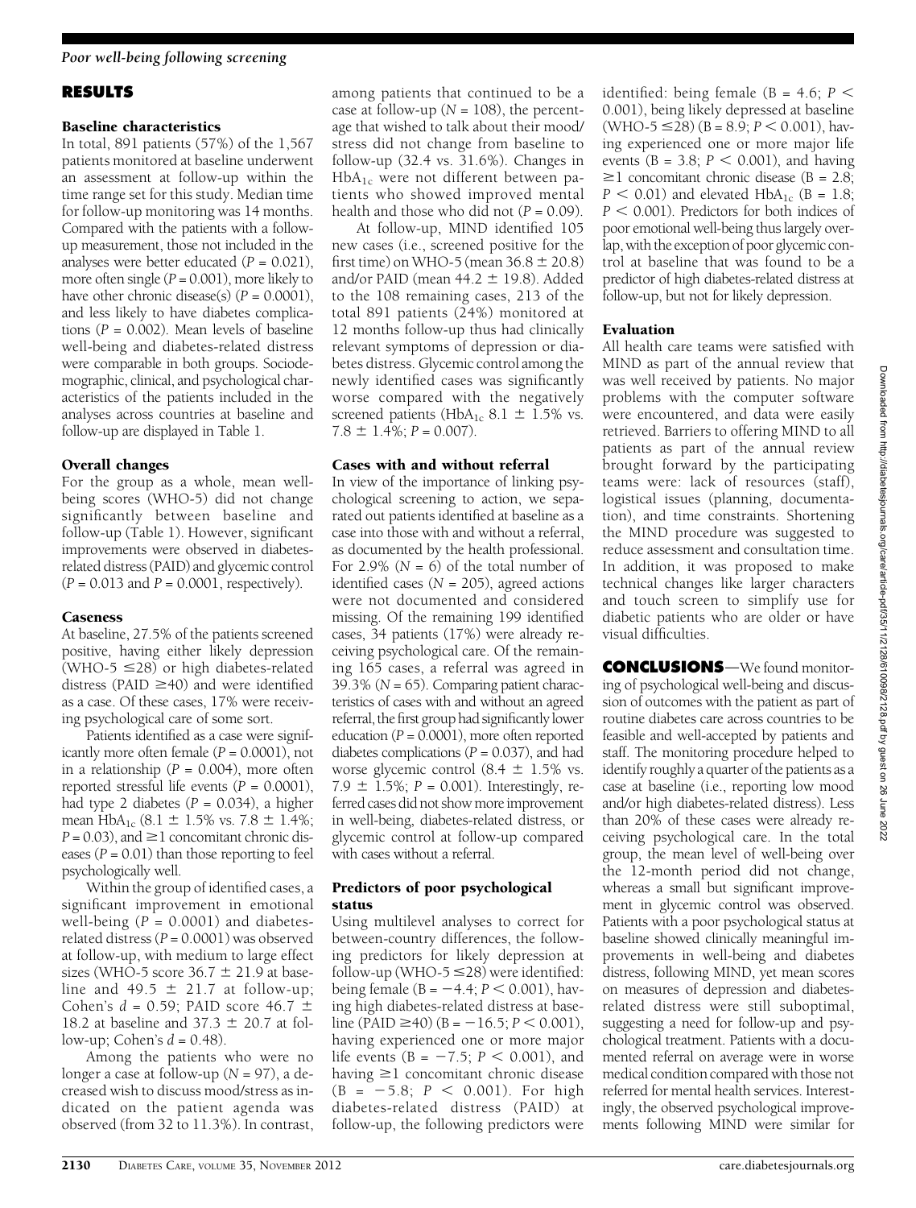## RESULTS

### Baseline characteristics

In total, 891 patients (57%) of the 1,567 patients monitored at baseline underwent an assessment at follow-up within the time range set for this study. Median time for follow-up monitoring was 14 months. Compared with the patients with a follow-up measurement, those not included in the analyses were better educated ($P = 0.021$), more often single ($P = 0.001$), more likely to have other chronic disease(s) ($P = 0.0001$), and less likely to have diabetes complications ($P = 0.002$). Mean levels of baseline well-being and diabetes-related distress were comparable in both groups. Sociodemographic, clinical, and psychological characteristics of the patients included in the analyses across countries at baseline and follow-up are displayed in Table 1.

### Overall changes

For the group as a whole, mean well-being scores (WHO-5) did not change significantly between baseline and follow-up (Table 1). However, significant improvements were observed in diabetes-related distress (PAID) and glycemic control ($P = 0.013$ and $P = 0.0001$, respectively).

### Caseness

At baseline, 27.5% of the patients screened positive, having either likely depression (WHO-5 $\leq 28$) or high diabetes-related distress (PAID $\geq 40$) and were identified as a case. Of these cases, 17% were receiving psychological care of some sort.

Patients identified as a case were significantly more often female ($P = 0.0001$), not in a relationship ($P = 0.004$), more often reported stressful life events ($P = 0.0001$), had type 2 diabetes ($P = 0.034$), a higher mean $HbA_{1c}$ ($8.1 \pm 1.5\%$ vs. $7.8 \pm 1.4\%$; $P = 0.03$), and $\geq 1$ concomitant chronic diseases ($P = 0.01$) than those reporting to feel psychologically well.

Within the group of identified cases, a significant improvement in emotional well-being ($P = 0.0001$) and diabetes-related distress ($P = 0.0001$) was observed at follow-up, with medium to large effect sizes (WHO-5 score $36.7 \pm 21.9$ at baseline and $49.5 \pm 21.7$ at follow-up; Cohen's $d = 0.59$; PAID score $46.7 \pm 18.2$ at baseline and $37.3 \pm 20.7$ at follow-up; Cohen's $d = 0.48$).

Among the patients who were no longer a case at follow-up ($N = 97$), a decreased wish to discuss mood/stress as indicated on the patient agenda was observed (from 32 to 11.3%). In contrast, among patients that continued to be a case at follow-up ($N = 108$), the percentage that wished to talk about their mood/stress did not change from baseline to follow-up (32.4 vs. 31.6%). Changes in $HbA_{1c}$ were not different between patients who showed improved mental health and those who did not ($P = 0.09$).

At follow-up, MIND identified 105 new cases (i.e., screened positive for the first time) on WHO-5 (mean $36.8 \pm 20.8$) and/or PAID (mean $44.2 \pm 19.8$). Added to the 108 remaining cases, 213 of the total 891 patients (24%) monitored at 12 months follow-up thus had clinically relevant symptoms of depression or diabetes distress. Glycemic control among the newly identified cases was significantly worse compared with the negatively screened patients ($HbA_{1c}$ $8.1 \pm 1.5\%$ vs. $7.8 \pm 1.4\%$; $P = 0.007$).

### Cases with and without referral

In view of the importance of linking psychological screening to action, we separated out patients identified at baseline as a case into those with and without a referral, as documented by the health professional. For 2.9% ($N = 6$) of the total number of identified cases ($N = 205$), agreed actions were not documented and considered missing. Of the remaining 199 identified cases, 34 patients (17%) were already receiving psychological care. Of the remaining 165 cases, a referral was agreed in 39.3% ($N = 65$). Comparing patient characteristics of cases with and without an agreed referral, the first group had significantly lower education ($P = 0.0001$), more often reported diabetes complications ($P = 0.037$), and had worse glycemic control ($8.4 \pm 1.5\%$ vs. $7.9 \pm 1.5\%$; $P = 0.001$). Interestingly, referred cases did not show more improvement in well-being, diabetes-related distress, or glycemic control at follow-up compared with cases without a referral.

### Predictors of poor psychological status

Using multilevel analyses to correct for between-country differences, the following predictors for likely depression at follow-up (WHO-5 $\leq 28$) were identified: being female ($B = -4.4$; $P < 0.001$), having high diabetes-related distress at baseline (PAID $\geq 40$) ($B = -16.5$; $P < 0.001$), having experienced one or more major life events ($B = -7.5$; $P < 0.001$), and having $\geq 1$ concomitant chronic disease ($B = -5.8$; $P < 0.001$). For high diabetes-related distress (PAID) at follow-up, the following predictors were identified: being female ($B = 4.6$; $P < 0.001$), being likely depressed at baseline (WHO-5 $\leq 28$) ($B = 8.9$; $P < 0.001$), having experienced one or more major life events ($B = 3.8$; $P < 0.001$), and having $\geq 1$ concomitant chronic disease ($B = 2.8$; $P < 0.01$) and elevated $HbA_{1c}$ ($B = 1.8$; $P < 0.001$). Predictors for both indices of poor emotional well-being thus largely overlap, with the exception of poor glycemic control at baseline that was found to be a predictor of high diabetes-related distress at follow-up, but not for likely depression.

### Evaluation

All health care teams were satisfied with MIND as part of the annual review that was well received by patients. No major problems with the computer software were encountered, and data were easily retrieved. Barriers to offering MIND to all patients as part of the annual review brought forward by the participating teams were: lack of resources (staff), logistical issues (planning, documentation), and time constraints. Shortening the MIND procedure was suggested to reduce assessment and consultation time. In addition, it was proposed to make technical changes like larger characters and touch screen to simplify use for diabetic patients who are older or have visual difficulties.

## CONCLUSIONS

We found monitoring of psychological well-being and discussion of outcomes with the patient as part of routine diabetes care across countries to be feasible and well-accepted by patients and staff. The monitoring procedure helped to identify roughly a quarter of the patients as a case at baseline (i.e., reporting low mood and/or high diabetes-related distress). Less than 20% of these cases were already receiving psychological care. In the total group, the mean level of well-being over the 12-month period did not change, whereas a small but significant improvement in glycemic control was observed. Patients with a poor psychological status at baseline showed clinically meaningful improvements in well-being and diabetes distress, following MIND, yet mean scores on measures of depression and diabetes-related distress were still suboptimal, suggesting a need for follow-up and psychological treatment. Patients with a documented referral on average were in worse medical condition compared with those not referred for mental health services. Interestingly, the observed psychological improvements following MIND were similar for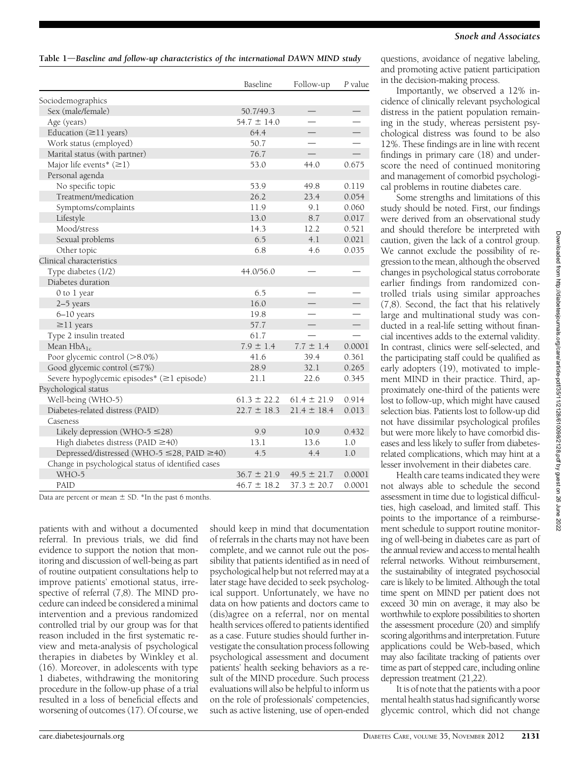**Table 1—Baseline and follow-up characteristics of the international DAWN MIND study**

| | Baseline | Follow-up | P value |
|---|---|---|---|
| Sociodemographics | | | |
| Sex (male/female) | 50.7/49.3 | — | — |
| Age (years) | 54.7 ± 14.0 | — | — |
| Education (≥11 years) | 64.4 | — | — |
| Work status (employed) | 50.7 | — | — |
| Marital status (with partner) | 76.7 | — | — |
| Major life events* (≥1) | 53.0 | 44.0 | 0.675 |
| Personal agenda | | | |
| No specific topic | 53.9 | 49.8 | 0.119 |
| Treatment/medication | 26.2 | 23.4 | 0.054 |
| Symptoms/complaints | 11.9 | 9.1 | 0.060 |
| Lifestyle | 13.0 | 8.7 | 0.017 |
| Mood/stress | 14.3 | 12.2 | 0.521 |
| Sexual problems | 6.5 | 4.1 | 0.021 |
| Other topic | 6.8 | 4.6 | 0.035 |
| Clinical characteristics | | | |
| Type diabetes (1/2) | 44.0/56.0 | — | — |
| Diabetes duration | | | |
| 0 to 1 year | 6.5 | — | — |
| 2–5 years | 16.0 | — | — |
| 6–10 years | 19.8 | — | — |
| ≥11 years | 57.7 | — | — |
| Type 2 insulin treated | 61.7 | — | — |
| Mean $HbA_{1c}$ | 7.9 ± 1.4 | 7.7 ± 1.4 | 0.0001 |
| Poor glycemic control (>8.0%) | 41.6 | 39.4 | 0.361 |
| Good glycemic control (≤7%) | 28.9 | 32.1 | 0.265 |
| Severe hypoglycemic episodes* (≥1 episode) | 21.1 | 22.6 | 0.345 |
| Psychological status | | | |
| Well-being (WHO-5) | 61.3 ± 22.2 | 61.4 ± 21.9 | 0.914 |
| Diabetes-related distress (PAID) | 22.7 ± 18.3 | 21.4 ± 18.4 | 0.013 |
| Caseness | | | |
| Likely depression (WHO-5 ≤28) | 9.9 | 10.9 | 0.432 |
| High diabetes distress (PAID ≥40) | 13.1 | 13.6 | 1.0 |
| Depressed/distressed (WHO-5 ≤28, PAID ≥40) | 4.5 | 4.4 | 1.0 |
| Change in psychological status of identified cases | | | |
| WHO-5 | 36.7 ± 21.9 | 49.5 ± 21.7 | 0.0001 |
| PAID | 46.7 ± 18.2 | 37.3 ± 20.7 | 0.0001 |

Data are percent or mean ± SD. *In the past 6 months.

patients with and without a documented referral. In previous trials, we did find evidence to support the notion that monitoring and discussion of well-being as part of routine outpatient consultations help to improve patients' emotional status, irrespective of referral (7,8). The MIND procedure can indeed be considered a minimal intervention and a previous randomized controlled trial by our group was for that reason included in the first systematic review and meta-analysis of psychological therapies in diabetes by Winkley et al. (16). Moreover, in adolescents with type 1 diabetes, withdrawing the monitoring procedure in the follow-up phase of a trial resulted in a loss of beneficial effects and worsening of outcomes (17). Of course, we should keep in mind that documentation of referrals in the charts may not have been complete, and we cannot rule out the possibility that patients identified as in need of psychological help but not referred may at a later stage have decided to seek psychological support. Unfortunately, we have no data on how patients and doctors came to (dis)agree on a referral, nor on mental health services offered to patients identified as a case. Future studies should further investigate the consultation process following psychological assessment and document patients' health seeking behaviors as a result of the MIND procedure. Such process evaluations will also be helpful to inform us on the role of professionals' competencies, such as active listening, use of open-ended questions, avoidance of negative labeling, and promoting active patient participation in the decision-making process.

Importantly, we observed a 12% incidence of clinically relevant psychological distress in the patient population remaining in the study, whereas persistent psychological distress was found to be also 12%. These findings are in line with recent findings in primary care (18) and underscore the need of continued monitoring and management of comorbid psychological problems in routine diabetes care.

Some strengths and limitations of this study should be noted. First, our findings were derived from an observational study and should therefore be interpreted with caution, given the lack of a control group. We cannot exclude the possibility of regression to the mean, although the observed changes in psychological status corroborate earlier findings from randomized controlled trials using similar approaches (7,8). Second, the fact that his relatively large and multinational study was conducted in a real-life setting without financial incentives adds to the external validity. In contrast, clinics were self-selected, and the participating staff could be qualified as early adopters (19), motivated to implement MIND in their practice. Third, approximately one-third of the patients were lost to follow-up, which might have caused selection bias. Patients lost to follow-up did not have dissimilar psychological profiles but were more likely to have comorbid diseases and less likely to suffer from diabetes-related complications, which may hint at a lesser involvement in their diabetes care.

Health care teams indicated they were not always able to schedule the second assessment in time due to logistical difficulties, high caseload, and limited staff. This points to the importance of a reimbursement schedule to support routine monitoring of well-being in diabetes care as part of the annual review and access to mental health referral networks. Without reimbursement, the sustainability of integrated psychosocial care is likely to be limited. Although the total time spent on MIND per patient does not exceed 30 min on average, it may also be worthwhile to explore possibilities to shorten the assessment procedure (20) and simplify scoring algorithms and interpretation. Future applications could be Web-based, which may also facilitate tracking of patients over time as part of stepped care, including online depression treatment (21,22).

It is of note that the patients with a poor mental health status had significantly worse glycemic control, which did not change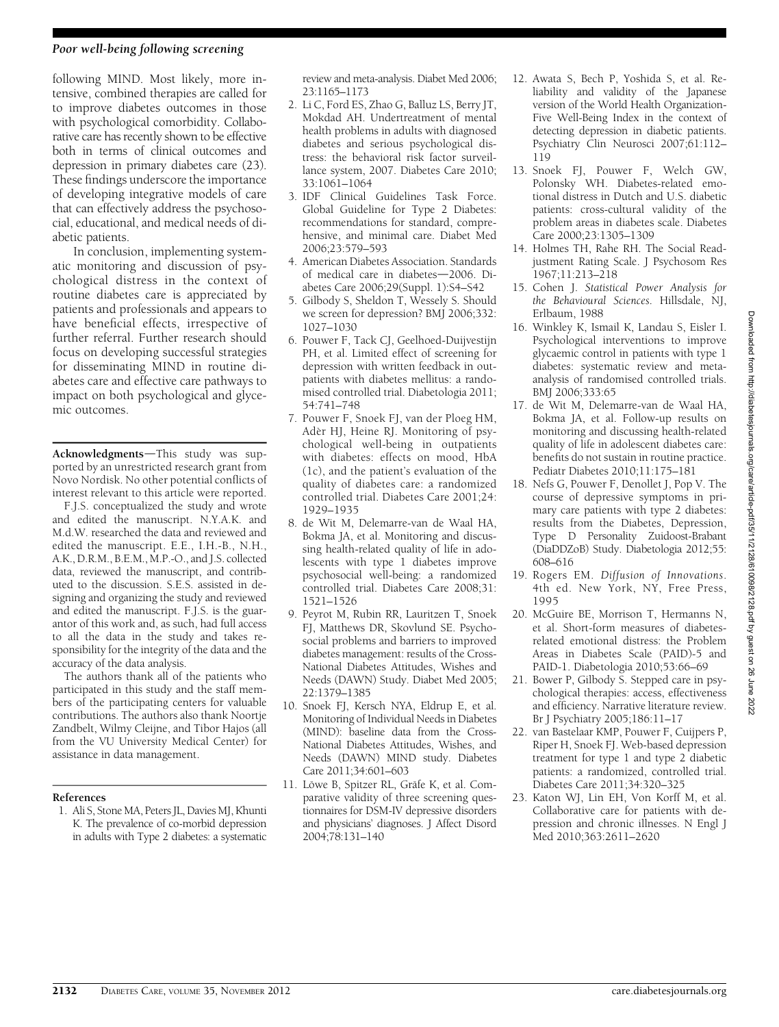following MIND. Most likely, more intensive, combined therapies are called for to improve diabetes outcomes in those with psychological comorbidity. Collaborative care has recently shown to be effective both in terms of clinical outcomes and depression in primary diabetes care (23). These findings underscore the importance of developing integrative models of care that can effectively address the psychosocial, educational, and medical needs of diabetic patients.

In conclusion, implementing systematic monitoring and discussion of psychological distress in the context of routine diabetes care is appreciated by patients and professionals and appears to have beneficial effects, irrespective of further referral. Further research should focus on developing successful strategies for disseminating MIND in routine diabetes care and effective care pathways to impact on both psychological and glycemic outcomes.

**Acknowledgments**—This study was supported by an unrestricted research grant from Novo Nordisk. No other potential conflicts of interest relevant to this article were reported.

F.J.S. conceptualized the study and wrote and edited the manuscript. N.Y.A.K. and M.d.W. researched the data and reviewed and edited the manuscript. E.E., I.H.-B., N.H., A.K., D.R.M., B.E.M., M.P.-O., and J.S. collected data, reviewed the manuscript, and contributed to the discussion. S.E.S. assisted in designing and organizing the study and reviewed and edited the manuscript. F.J.S. is the guarantor of this work and, as such, had full access to all the data in the study and takes responsibility for the integrity of the data and the accuracy of the data analysis.

The authors thank all of the patients who participated in this study and the staff members of the participating centers for valuable contributions. The authors also thank Noortje Zandbelt, Wilmy Cleijne, and Tibor Hajos (all from the VU University Medical Center) for assistance in data management.

## References

1. Ali S, Stone MA, Peters JL, Davies MJ, Khunti K. The prevalence of co-morbid depression in adults with Type 2 diabetes: a systematic review and meta-analysis. Diabet Med 2006; 23:1165–1173
2. Li C, Ford ES, Zhao G, Balluz LS, Berry JT, Mokdad AH. Undertreatment of mental health problems in adults with diagnosed diabetes and serious psychological distress: the behavioral risk factor surveillance system, 2007. Diabetes Care 2010; 33:1061–1064
3. IDF Clinical Guidelines Task Force. Global Guideline for Type 2 Diabetes: recommendations for standard, comprehensive, and minimal care. Diabet Med 2006;23:579–593
4. American Diabetes Association. Standards of medical care in diabetes—2006. Diabetes Care 2006;29(Suppl. 1):S4–S42
5. Gilbody S, Sheldon T, Wessely S. Should we screen for depression? BMJ 2006;332: 1027–1030
6. Pouwer F, Tack CJ, Geelhoed-Duijvestijn PH, et al. Limited effect of screening for depression with written feedback in outpatients with diabetes mellitus: a randomised controlled trial. Diabetologia 2011; 54:741–748
7. Pouwer F, Snoek FJ, van der Ploeg HM, Adèr HJ, Heine RJ. Monitoring of psychological well-being in outpatients with diabetes: effects on mood, HbA (1c), and the patient's evaluation of the quality of diabetes care: a randomized controlled trial. Diabetes Care 2001;24: 1929–1935
8. de Wit M, Delemarre-van de Waal HA, Bokma JA, et al. Monitoring and discussing health-related quality of life in adolescents with type 1 diabetes improve psychosocial well-being: a randomized controlled trial. Diabetes Care 2008;31: 1521–1526
9. Peyrot M, Rubin RR, Lauritzen T, Snoek FJ, Matthews DR, Skovlund SE. Psychosocial problems and barriers to improved diabetes management: results of the Cross-National Diabetes Attitudes, Wishes and Needs (DAWN) Study. Diabet Med 2005; 22:1379–1385
10. Snoek FJ, Kersch NYA, Eldrup E, et al. Monitoring of Individual Needs in Diabetes (MIND): baseline data from the Cross-National Diabetes Attitudes, Wishes, and Needs (DAWN) MIND study. Diabetes Care 2011;34:601–603
11. Löwe B, Spitzer RL, Gräfe K, et al. Comparative validity of three screening questionnaires for DSM-IV depressive disorders and physicians' diagnoses. J Affect Disord 2004;78:131–140
12. Awata S, Bech P, Yoshida S, et al. Reliability and validity of the Japanese version of the World Health Organization-Five Well-Being Index in the context of detecting depression in diabetic patients. Psychiatry Clin Neurosci 2007;61:112–119
13. Snoek FJ, Pouwer F, Welch GW, Polonsky WH. Diabetes-related emotional distress in Dutch and U.S. diabetic patients: cross-cultural validity of the problem areas in diabetes scale. Diabetes Care 2000;23:1305–1309
14. Holmes TH, Rahe RH. The Social Readjustment Rating Scale. J Psychosom Res 1967;11:213–218
15. Cohen J. *Statistical Power Analysis for the Behavioural Sciences*. Hillsdale, NJ, Erlbaum, 1988
16. Winkley K, Ismail K, Landau S, Eisler I. Psychological interventions to improve glycaemic control in patients with type 1 diabetes: systematic review and meta-analysis of randomised controlled trials. BMJ 2006;333:65
17. de Wit M, Delemarre-van de Waal HA, Bokma JA, et al. Follow-up results on monitoring and discussing health-related quality of life in adolescent diabetes care: benefits do not sustain in routine practice. Pediatr Diabetes 2010;11:175–181
18. Nefs G, Pouwer F, Denollet J, Pop V. The course of depressive symptoms in primary care patients with type 2 diabetes: results from the Diabetes, Depression, Type D Personality Zuidoost-Brabant (DiaDDZoB) Study. Diabetologia 2012;55: 608–616
19. Rogers EM. *Diffusion of Innovations*. 4th ed. New York, NY, Free Press, 1995
20. McGuire BE, Morrison T, Hermanns N, et al. Short-form measures of diabetes-related emotional distress: the Problem Areas in Diabetes Scale (PAID)-5 and PAID-1. Diabetologia 2010;53:66–69
21. Bower P, Gilbody S. Stepped care in psychological therapies: access, effectiveness and efficiency. Narrative literature review. Br J Psychiatry 2005;186:11–17
22. van Bastelaar KMP, Pouwer F, Cuijpers P, Riper H, Snoek FJ. Web-based depression treatment for type 1 and type 2 diabetic patients: a randomized, controlled trial. Diabetes Care 2011;34:320–325
23. Katon WJ, Lin EH, Von Korff M, et al. Collaborative care for patients with depression and chronic illnesses. N Engl J Med 2010;363:2611–2620